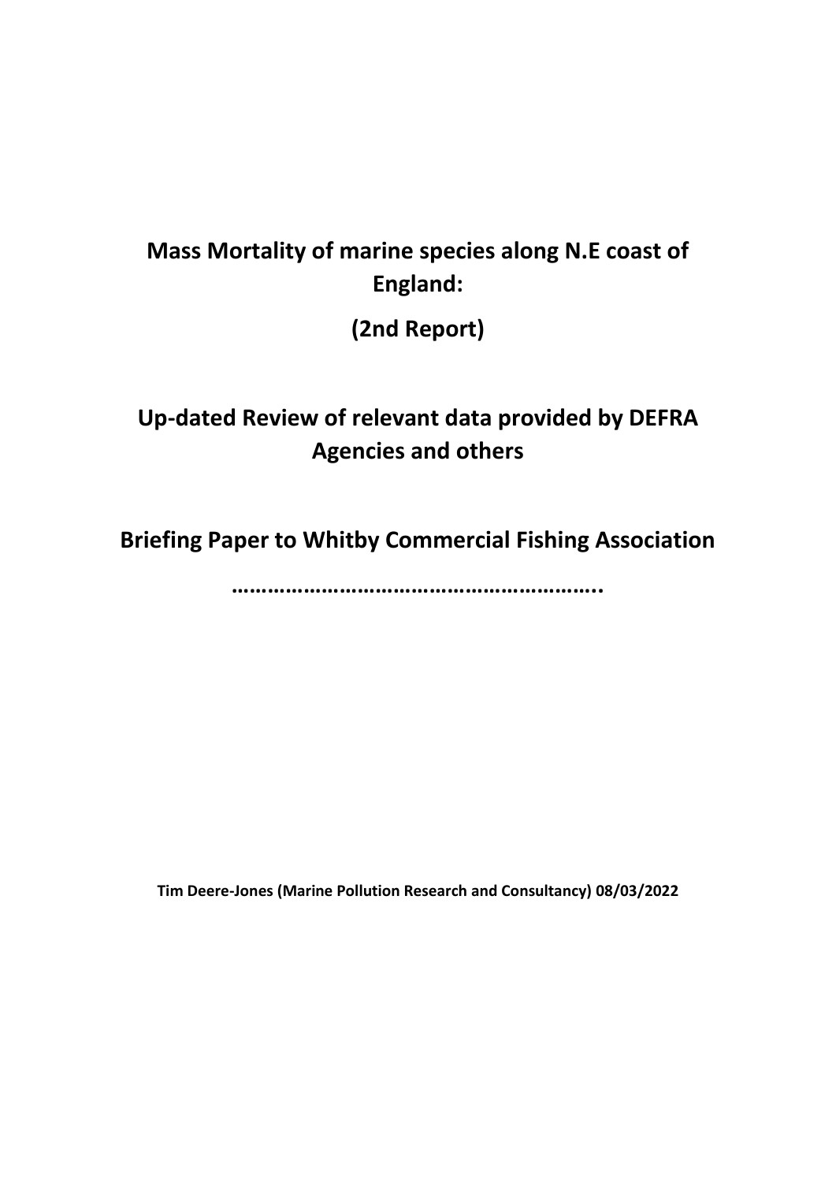# Mass Mortality of marine species along N.E coast of England:

# (2nd Report)

# Up-dated Review of relevant data provided by DEFRA Agencies and others

# Briefing Paper to Whitby Commercial Fishing Association

**…………………………………………………..**

**Tim Deere-Jones (Marine Pollution Research and Consultancy) 08/03/2022**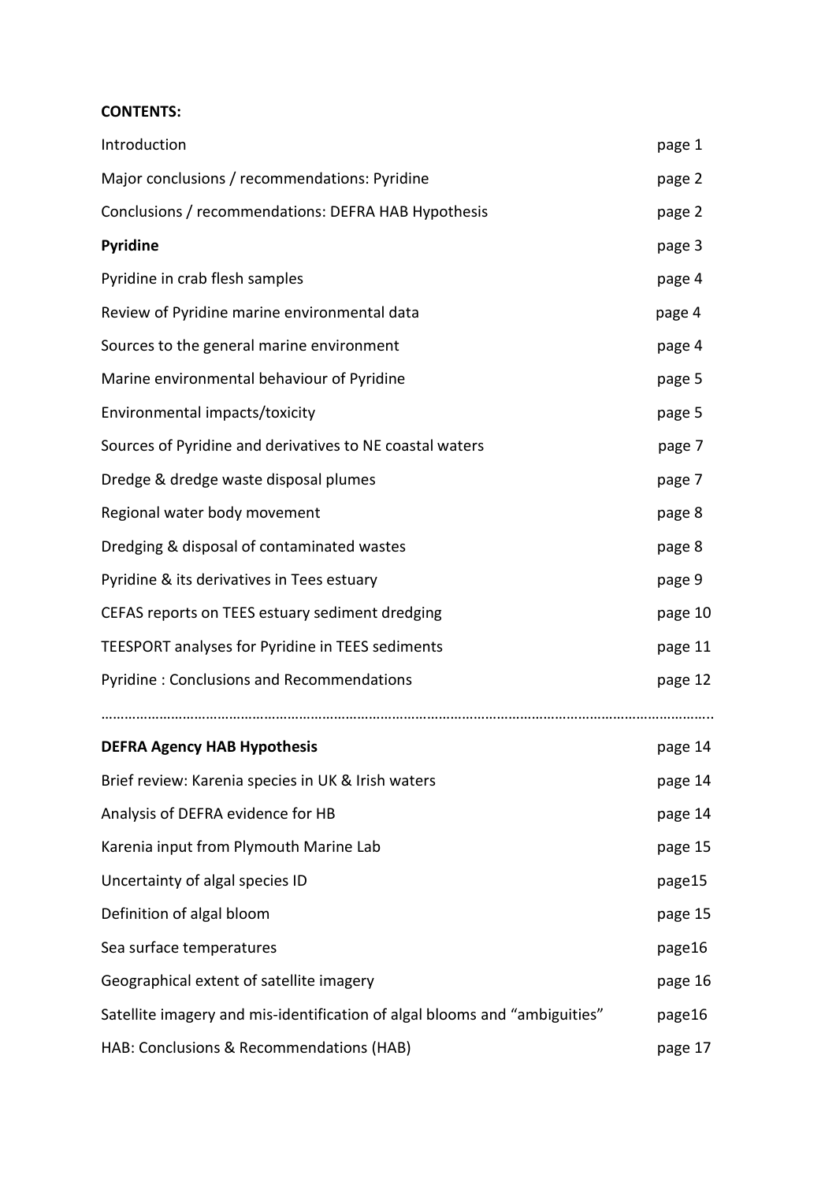**CONTENTS:**

| | |
|---|---|
| Introduction | page 1 |
| Major conclusions / recommendations: Pyridine | page 2 |
| Conclusions / recommendations: DEFRA HAB Hypothesis | page 2 |
| **Pyridine** | page 3 |
| Pyridine in crab flesh samples | page 4 |
| Review of Pyridine marine environmental data | page 4 |
| Sources to the general marine environment | page 4 |
| Marine environmental behaviour of Pyridine | page 5 |
| Environmental impacts/toxicity | page 5 |
| Sources of Pyridine and derivatives to NE coastal waters | page 7 |
| Dredge & dredge waste disposal plumes | page 7 |
| Regional water body movement | page 8 |
| Dredging & disposal of contaminated wastes | page 8 |
| Pyridine & its derivatives in Tees estuary | page 9 |
| CEFAS reports on TEES estuary sediment dredging | page 10 |
| TEESPORT analyses for Pyridine in TEES sediments | page 11 |
| Pyridine : Conclusions and Recommendations | page 12 |

…………………………………………………………………………………………………………………………………..

| | |
|---|---|
| **DEFRA Agency HAB Hypothesis** | page 14 |
| Brief review: Karenia species in UK & Irish waters | page 14 |
| Analysis of DEFRA evidence for HB | page 14 |
| Karenia input from Plymouth Marine Lab | page 15 |
| Uncertainty of algal species ID | page15 |
| Definition of algal bloom | page 15 |
| Sea surface temperatures | page16 |
| Geographical extent of satellite imagery | page 16 |
| Satellite imagery and mis-identification of algal blooms and "ambiguities" | page16 |
| HAB: Conclusions & Recommendations (HAB) | page 17 |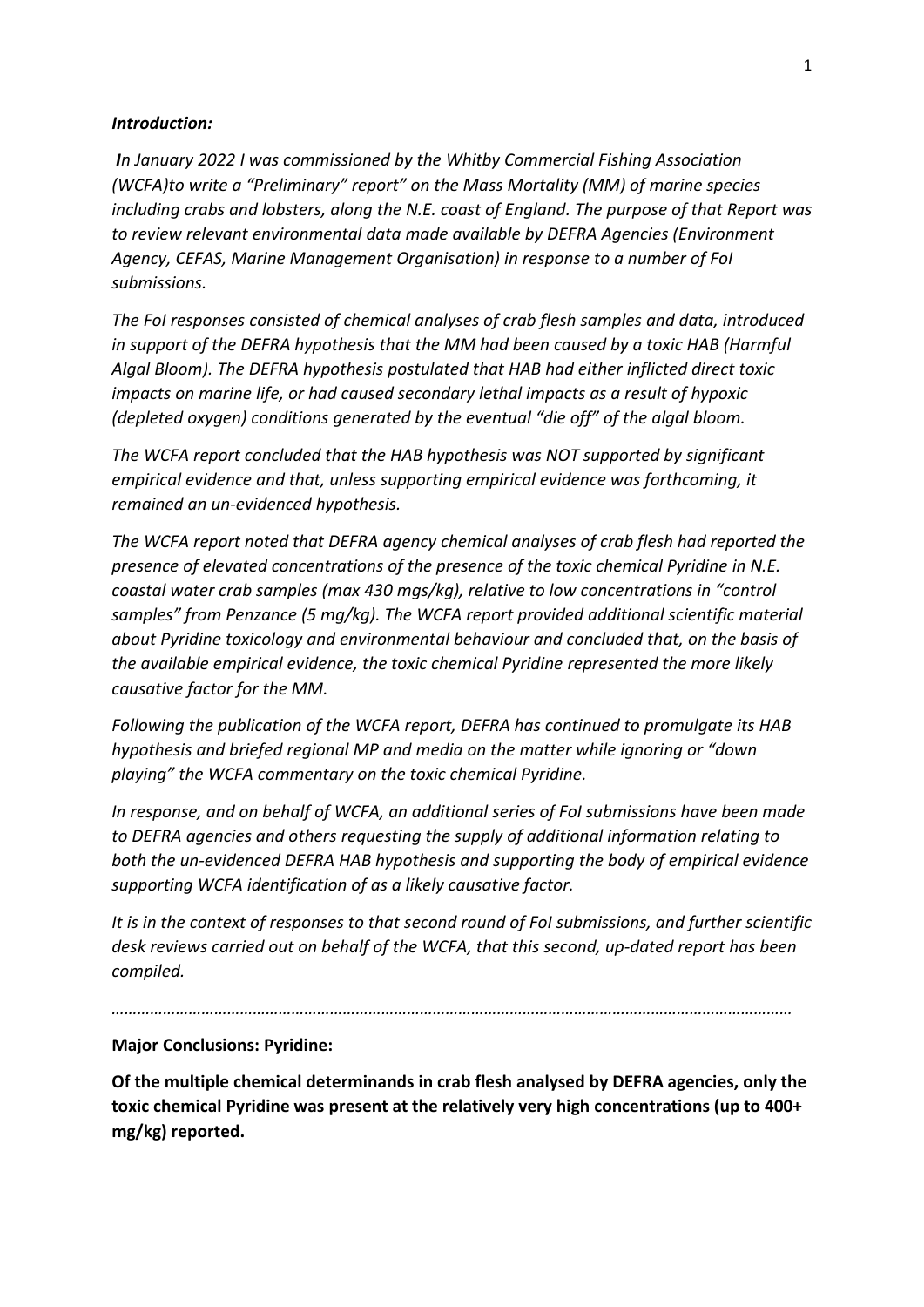### *Introduction:*

***I****n January 2022 I was commissioned by the Whitby Commercial Fishing Association (WCFA)to write a "Preliminary" report" on the Mass Mortality (MM) of marine species including crabs and lobsters, along the N.E. coast of England. The purpose of that Report was to review relevant environmental data made available by DEFRA Agencies (Environment Agency, CEFAS, Marine Management Organisation) in response to a number of FoI submissions.*

*The FoI responses consisted of chemical analyses of crab flesh samples and data, introduced in support of the DEFRA hypothesis that the MM had been caused by a toxic HAB (Harmful Algal Bloom). The DEFRA hypothesis postulated that HAB had either inflicted direct toxic impacts on marine life, or had caused secondary lethal impacts as a result of hypoxic (depleted oxygen) conditions generated by the eventual "die off" of the algal bloom.*

*The WCFA report concluded that the HAB hypothesis was NOT supported by significant empirical evidence and that, unless supporting empirical evidence was forthcoming, it remained an un-evidenced hypothesis.*

*The WCFA report noted that DEFRA agency chemical analyses of crab flesh had reported the presence of elevated concentrations of the presence of the toxic chemical Pyridine in N.E. coastal water crab samples (max 430 mgs/kg), relative to low concentrations in "control samples" from Penzance (5 mg/kg). The WCFA report provided additional scientific material about Pyridine toxicology and environmental behaviour and concluded that, on the basis of the available empirical evidence, the toxic chemical Pyridine represented the more likely causative factor for the MM.*

*Following the publication of the WCFA report, DEFRA has continued to promulgate its HAB hypothesis and briefed regional MP and media on the matter while ignoring or "down playing" the WCFA commentary on the toxic chemical Pyridine.*

*In response, and on behalf of WCFA, an additional series of FoI submissions have been made to DEFRA agencies and others requesting the supply of additional information relating to both the un-evidenced DEFRA HAB hypothesis and supporting the body of empirical evidence supporting WCFA identification of as a likely causative factor.*

*It is in the context of responses to that second round of FoI submissions, and further scientific desk reviews carried out on behalf of the WCFA, that this second, up-dated report has been compiled.*

*……………………………………………………………………………………………………………………………………………*

**Major Conclusions: Pyridine:**

**Of the multiple chemical determinands in crab flesh analysed by DEFRA agencies, only the toxic chemical Pyridine was present at the relatively very high concentrations (up to 400+ mg/kg) reported.**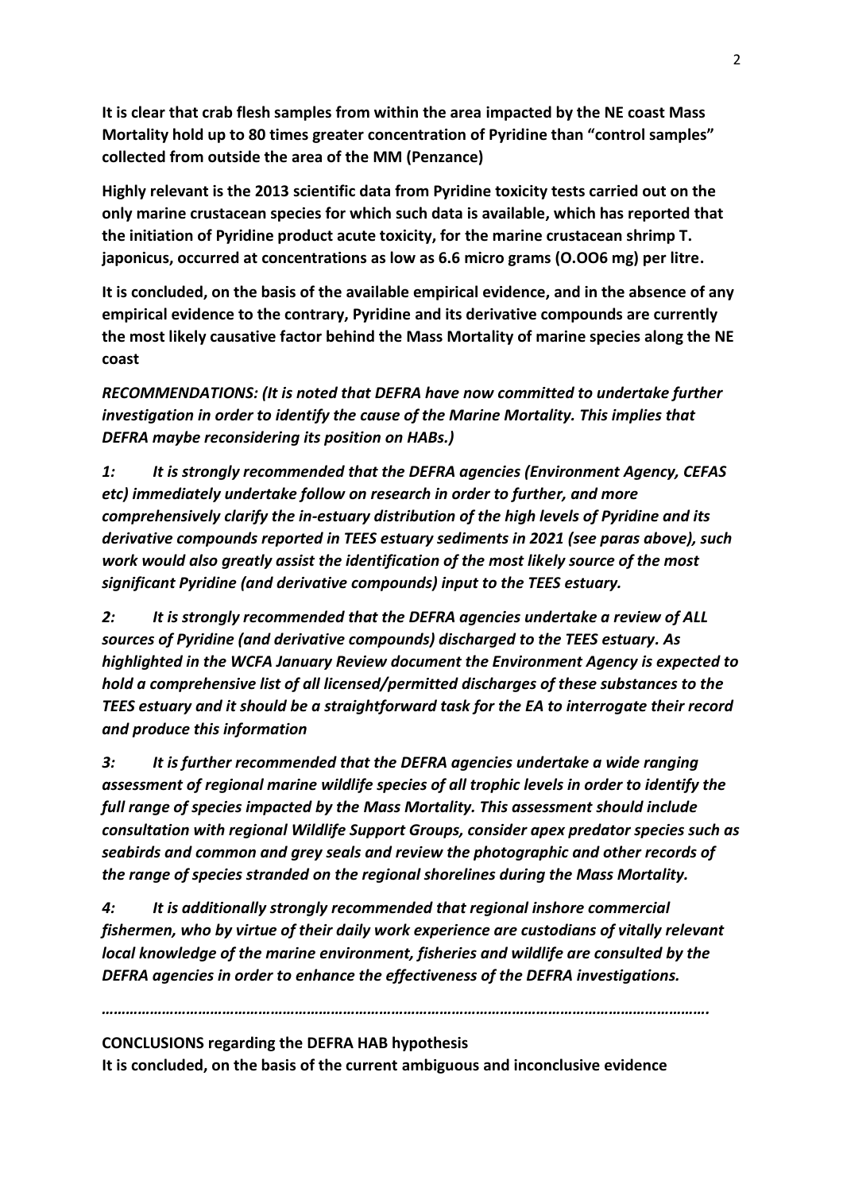**It is clear that crab flesh samples from within the area impacted by the NE coast Mass Mortality hold up to 80 times greater concentration of Pyridine than "control samples" collected from outside the area of the MM (Penzance)**

**Highly relevant is the 2013 scientific data from Pyridine toxicity tests carried out on the only marine crustacean species for which such data is available, which has reported that the initiation of Pyridine product acute toxicity, for the marine crustacean shrimp T. japonicus, occurred at concentrations as low as 6.6 micro grams (O.OO6 mg) per litre.**

**It is concluded, on the basis of the available empirical evidence, and in the absence of any empirical evidence to the contrary, Pyridine and its derivative compounds are currently the most likely causative factor behind the Mass Mortality of marine species along the NE coast**

***RECOMMENDATIONS: (It is noted that DEFRA have now committed to undertake further investigation in order to identify the cause of the Marine Mortality. This implies that DEFRA maybe reconsidering its position on HABs.)***

***1: It is strongly recommended that the DEFRA agencies (Environment Agency, CEFAS etc) immediately undertake follow on research in order to further, and more comprehensively clarify the in-estuary distribution of the high levels of Pyridine and its derivative compounds reported in TEES estuary sediments in 2021 (see paras above), such work would also greatly assist the identification of the most likely source of the most significant Pyridine (and derivative compounds) input to the TEES estuary.***

***2: It is strongly recommended that the DEFRA agencies undertake a review of ALL sources of Pyridine (and derivative compounds) discharged to the TEES estuary. As highlighted in the WCFA January Review document the Environment Agency is expected to hold a comprehensive list of all licensed/permitted discharges of these substances to the TEES estuary and it should be a straightforward task for the EA to interrogate their record and produce this information***

***3: It is further recommended that the DEFRA agencies undertake a wide ranging assessment of regional marine wildlife species of all trophic levels in order to identify the full range of species impacted by the Mass Mortality. This assessment should include consultation with regional Wildlife Support Groups, consider apex predator species such as seabirds and common and grey seals and review the photographic and other records of the range of species stranded on the regional shorelines during the Mass Mortality.***

***4: It is additionally strongly recommended that regional inshore commercial fishermen, who by virtue of their daily work experience are custodians of vitally relevant local knowledge of the marine environment, fisheries and wildlife are consulted by the DEFRA agencies in order to enhance the effectiveness of the DEFRA investigations.***

***…………………………………………………………………………………………………………………………….***

**CONCLUSIONS regarding the DEFRA HAB hypothesis**
**It is concluded, on the basis of the current ambiguous and inconclusive evidence**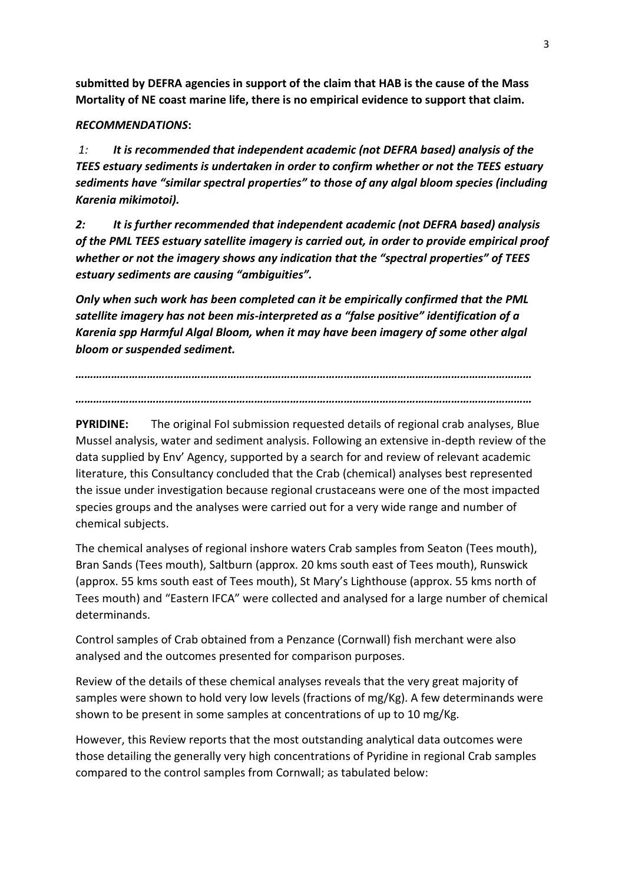**submitted by DEFRA agencies in support of the claim that HAB is the cause of the Mass Mortality of NE coast marine life, there is no empirical evidence to support that claim.**

***RECOMMENDATIONS*:**

*1:* ***It is recommended that independent academic (not DEFRA based) analysis of the TEES estuary sediments is undertaken in order to confirm whether or not the TEES estuary sediments have "similar spectral properties" to those of any algal bloom species (including Karenia mikimotoi).***

***2: It is further recommended that independent academic (not DEFRA based) analysis of the PML TEES estuary satellite imagery is carried out, in order to provide empirical proof whether or not the imagery shows any indication that the "spectral properties" of TEES estuary sediments are causing "ambiguities".***

***Only when such work has been completed can it be empirically confirmed that the PML satellite imagery has not been mis-interpreted as a "false positive" identification of a Karenia spp Harmful Algal Bloom, when it may have been imagery of some other algal bloom or suspended sediment.***

***……………………………………………………………………………………………………………………………***

***……………………………………………………………………………………………………………………………***

**PYRIDINE:** The original FoI submission requested details of regional crab analyses, Blue Mussel analysis, water and sediment analysis. Following an extensive in-depth review of the data supplied by Env' Agency, supported by a search for and review of relevant academic literature, this Consultancy concluded that the Crab (chemical) analyses best represented the issue under investigation because regional crustaceans were one of the most impacted species groups and the analyses were carried out for a very wide range and number of chemical subjects.

The chemical analyses of regional inshore waters Crab samples from Seaton (Tees mouth), Bran Sands (Tees mouth), Saltburn (approx. 20 kms south east of Tees mouth), Runswick (approx. 55 kms south east of Tees mouth), St Mary's Lighthouse (approx. 55 kms north of Tees mouth) and "Eastern IFCA" were collected and analysed for a large number of chemical determinands.

Control samples of Crab obtained from a Penzance (Cornwall) fish merchant were also analysed and the outcomes presented for comparison purposes.

Review of the details of these chemical analyses reveals that the very great majority of samples were shown to hold very low levels (fractions of mg/Kg). A few determinands were shown to be present in some samples at concentrations of up to 10 mg/Kg.

However, this Review reports that the most outstanding analytical data outcomes were those detailing the generally very high concentrations of Pyridine in regional Crab samples compared to the control samples from Cornwall; as tabulated below: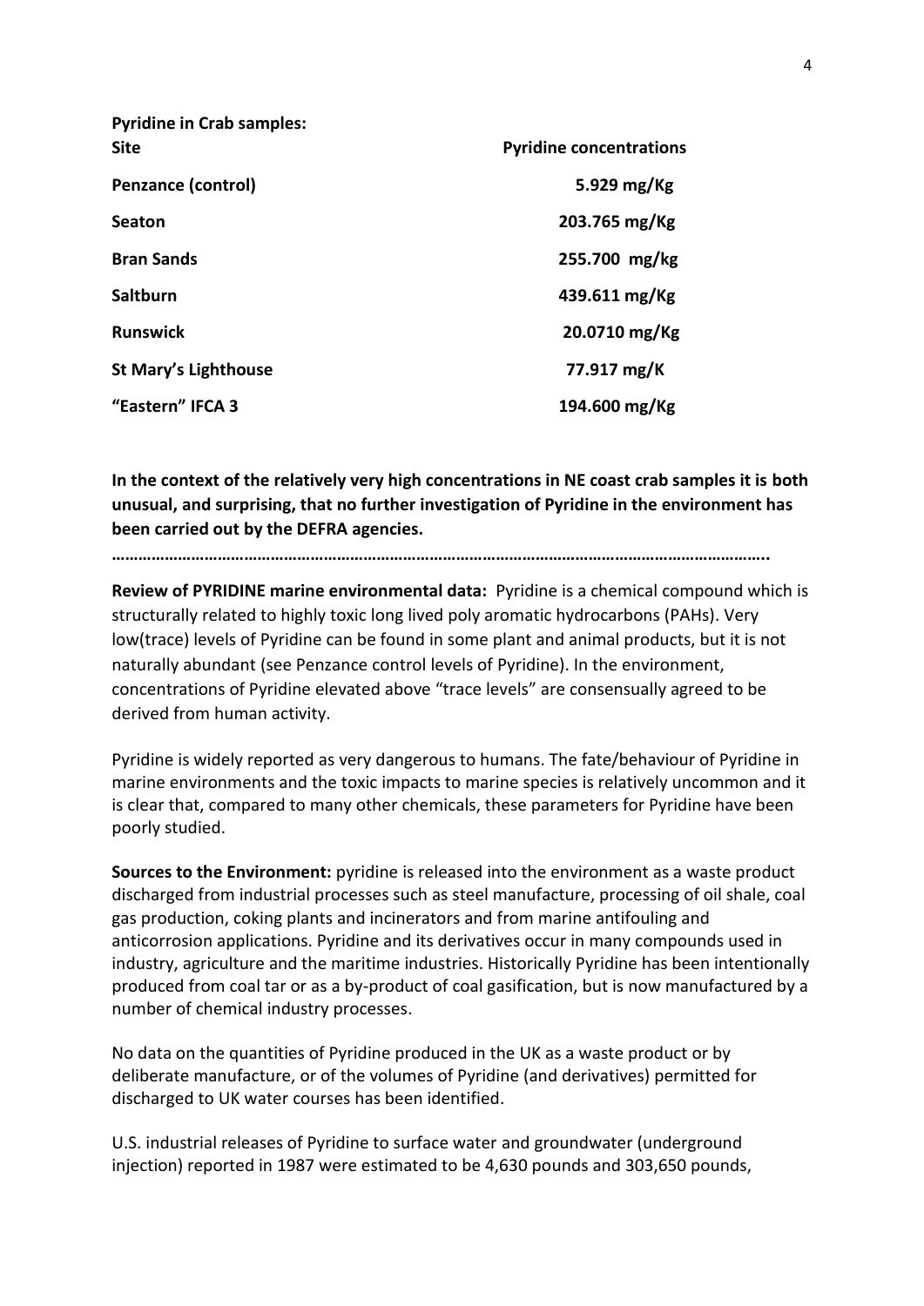**Pyridine in Crab samples:**

| Site | Pyridine concentrations |
|---|---|
| **Penzance (control)** | **5.929 mg/Kg** |
| **Seaton** | **203.765 mg/Kg** |
| **Bran Sands** | **255.700 mg/kg** |
| **Saltburn** | **439.611 mg/Kg** |
| **Runswick** | **20.0710 mg/Kg** |
| **St Mary's Lighthouse** | **77.917 mg/K** |
| **"Eastern" IFCA 3** | **194.600 mg/Kg** |

**In the context of the relatively very high concentrations in NE coast crab samples it is both unusual, and surprising, that no further investigation of Pyridine in the environment has been carried out by the DEFRA agencies.**

**…………………………………………………………………………………………………………………………..**

**Review of PYRIDINE marine environmental data:** Pyridine is a chemical compound which is structurally related to highly toxic long lived poly aromatic hydrocarbons (PAHs). Very low(trace) levels of Pyridine can be found in some plant and animal products, but it is not naturally abundant (see Penzance control levels of Pyridine). In the environment, concentrations of Pyridine elevated above "trace levels" are consensually agreed to be derived from human activity.

Pyridine is widely reported as very dangerous to humans. The fate/behaviour of Pyridine in marine environments and the toxic impacts to marine species is relatively uncommon and it is clear that, compared to many other chemicals, these parameters for Pyridine have been poorly studied.

**Sources to the Environment:** pyridine is released into the environment as a waste product discharged from industrial processes such as steel manufacture, processing of oil shale, coal gas production, coking plants and incinerators and from marine antifouling and anticorrosion applications. Pyridine and its derivatives occur in many compounds used in industry, agriculture and the maritime industries. Historically Pyridine has been intentionally produced from coal tar or as a by-product of coal gasification, but is now manufactured by a number of chemical industry processes.

No data on the quantities of Pyridine produced in the UK as a waste product or by deliberate manufacture, or of the volumes of Pyridine (and derivatives) permitted for discharged to UK water courses has been identified.

U.S. industrial releases of Pyridine to surface water and groundwater (underground injection) reported in 1987 were estimated to be 4,630 pounds and 303,650 pounds,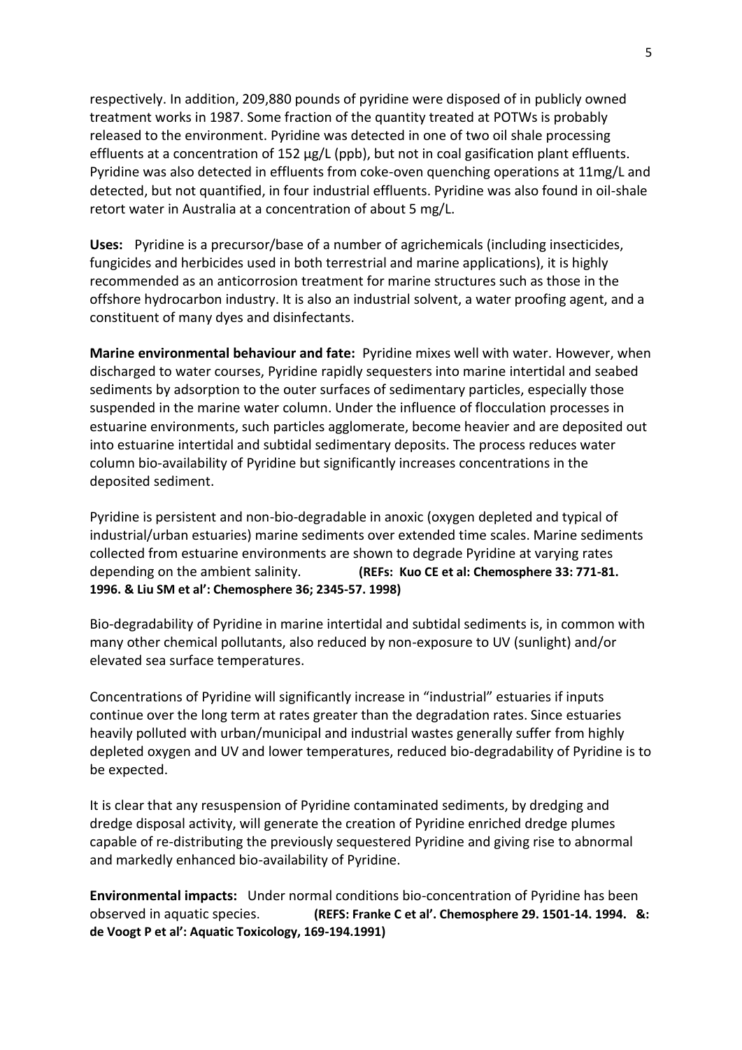respectively. In addition, 209,880 pounds of pyridine were disposed of in publicly owned treatment works in 1987. Some fraction of the quantity treated at POTWs is probably released to the environment. Pyridine was detected in one of two oil shale processing effluents at a concentration of 152 µg/L (ppb), but not in coal gasification plant effluents. Pyridine was also detected in effluents from coke-oven quenching operations at 11mg/L and detected, but not quantified, in four industrial effluents. Pyridine was also found in oil-shale retort water in Australia at a concentration of about 5 mg/L.

**Uses:** Pyridine is a precursor/base of a number of agrichemicals (including insecticides, fungicides and herbicides used in both terrestrial and marine applications), it is highly recommended as an anticorrosion treatment for marine structures such as those in the offshore hydrocarbon industry. It is also an industrial solvent, a water proofing agent, and a constituent of many dyes and disinfectants.

**Marine environmental behaviour and fate:** Pyridine mixes well with water. However, when discharged to water courses, Pyridine rapidly sequesters into marine intertidal and seabed sediments by adsorption to the outer surfaces of sedimentary particles, especially those suspended in the marine water column. Under the influence of flocculation processes in estuarine environments, such particles agglomerate, become heavier and are deposited out into estuarine intertidal and subtidal sedimentary deposits. The process reduces water column bio-availability of Pyridine but significantly increases concentrations in the deposited sediment.

Pyridine is persistent and non-bio-degradable in anoxic (oxygen depleted and typical of industrial/urban estuaries) marine sediments over extended time scales. Marine sediments collected from estuarine environments are shown to degrade Pyridine at varying rates depending on the ambient salinity. **(REFs: Kuo CE et al: Chemosphere 33: 771-81. 1996. & Liu SM et al': Chemosphere 36; 2345-57. 1998)**

Bio-degradability of Pyridine in marine intertidal and subtidal sediments is, in common with many other chemical pollutants, also reduced by non-exposure to UV (sunlight) and/or elevated sea surface temperatures.

Concentrations of Pyridine will significantly increase in "industrial" estuaries if inputs continue over the long term at rates greater than the degradation rates. Since estuaries heavily polluted with urban/municipal and industrial wastes generally suffer from highly depleted oxygen and UV and lower temperatures, reduced bio-degradability of Pyridine is to be expected.

It is clear that any resuspension of Pyridine contaminated sediments, by dredging and dredge disposal activity, will generate the creation of Pyridine enriched dredge plumes capable of re-distributing the previously sequestered Pyridine and giving rise to abnormal and markedly enhanced bio-availability of Pyridine.

**Environmental impacts:** Under normal conditions bio-concentration of Pyridine has been observed in aquatic species. **(REFS: Franke C et al'. Chemosphere 29. 1501-14. 1994. &: de Voogt P et al': Aquatic Toxicology, 169-194.1991)**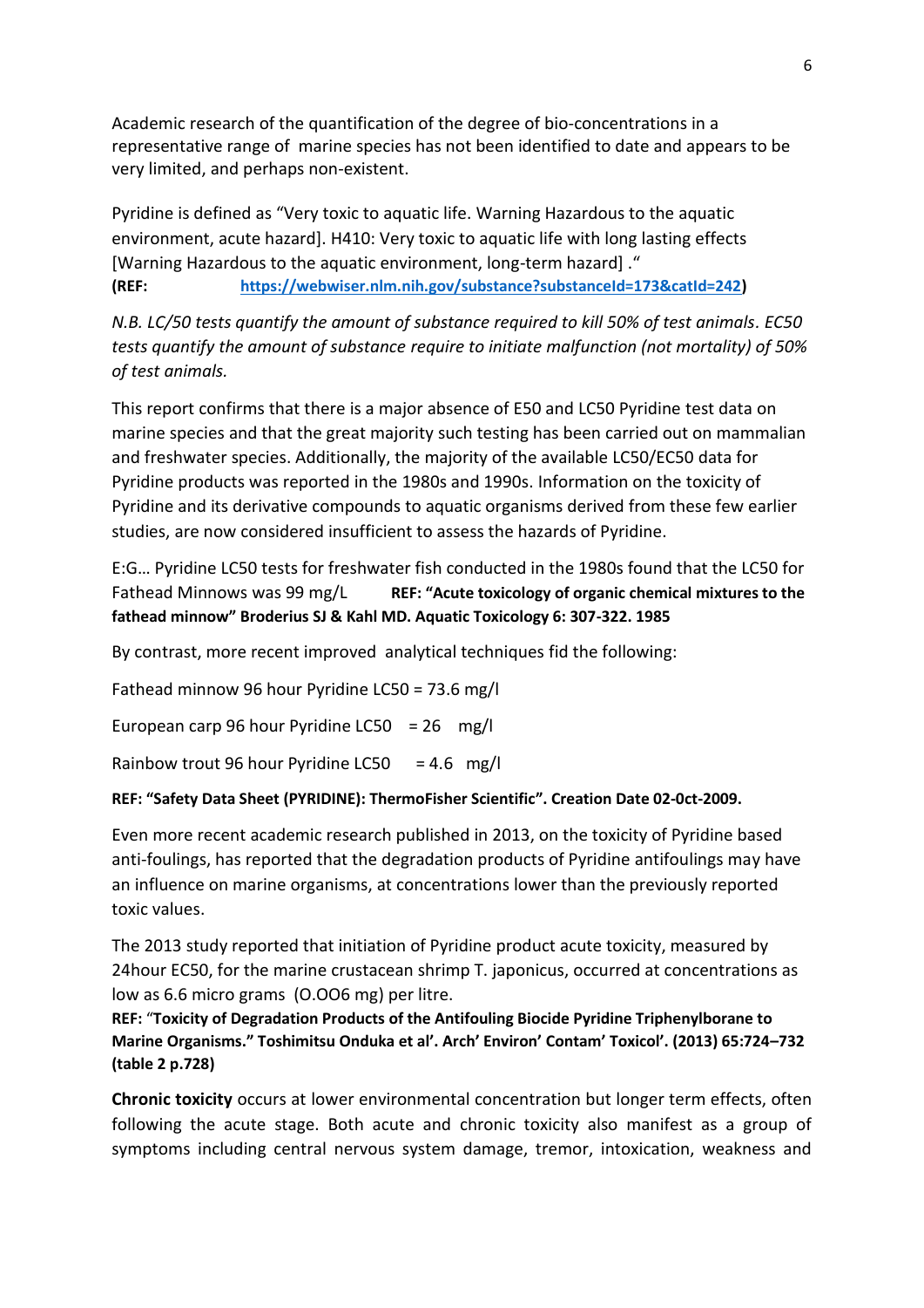Academic research of the quantification of the degree of bio-concentrations in a representative range of  marine species has not been identified to date and appears to be very limited, and perhaps non-existent.

Pyridine is defined as "Very toxic to aquatic life. Warning Hazardous to the aquatic environment, acute hazard]. H410: Very toxic to aquatic life with long lasting effects [Warning Hazardous to the aquatic environment, long-term hazard] ."
**(REF: [https://webwiser.nlm.nih.gov/substance?substanceId=173&catId=242](https://webwiser.nlm.nih.gov/substance?substanceId=173&catId=242))**

*N.B. LC/50 tests quantify the amount of substance required to kill 50% of test animals. EC50 tests quantify the amount of substance require to initiate malfunction (not mortality) of 50% of test animals.*

This report confirms that there is a major absence of E50 and LC50 Pyridine test data on marine species and that the great majority such testing has been carried out on mammalian and freshwater species. Additionally, the majority of the available LC50/EC50 data for Pyridine products was reported in the 1980s and 1990s. Information on the toxicity of Pyridine and its derivative compounds to aquatic organisms derived from these few earlier studies, are now considered insufficient to assess the hazards of Pyridine.

E:G… Pyridine LC50 tests for freshwater fish conducted in the 1980s found that the LC50 for Fathead Minnows was 99 mg/L **REF: "Acute toxicology of organic chemical mixtures to the fathead minnow" Broderius SJ & Kahl MD. Aquatic Toxicology 6: 307-322. 1985**

By contrast, more recent improved  analytical techniques fid the following:

Fathead minnow 96 hour Pyridine LC50 = 73.6 mg/l

European carp 96 hour Pyridine LC50 = 26 mg/l

Rainbow trout 96 hour Pyridine LC50 = 4.6 mg/l

**REF: "Safety Data Sheet (PYRIDINE): ThermoFisher Scientific". Creation Date 02-Oct-2009.**

Even more recent academic research published in 2013, on the toxicity of Pyridine based anti-foulings, has reported that the degradation products of Pyridine antifoulings may have an influence on marine organisms, at concentrations lower than the previously reported toxic values.

The 2013 study reported that initiation of Pyridine product acute toxicity, measured by 24hour EC50, for the marine crustacean shrimp T. japonicus, occurred at concentrations as low as 6.6 micro grams (O.OO6 mg) per litre.
**REF: "Toxicity of Degradation Products of the Antifouling Biocide Pyridine Triphenylborane to Marine Organisms." Toshimitsu Onduka et al'. Arch' Environ' Contam' Toxicol'. (2013) 65:724–732 (table 2 p.728)**

**Chronic toxicity** occurs at lower environmental concentration but longer term effects, often following the acute stage. Both acute and chronic toxicity also manifest as a group of symptoms including central nervous system damage, tremor, intoxication, weakness and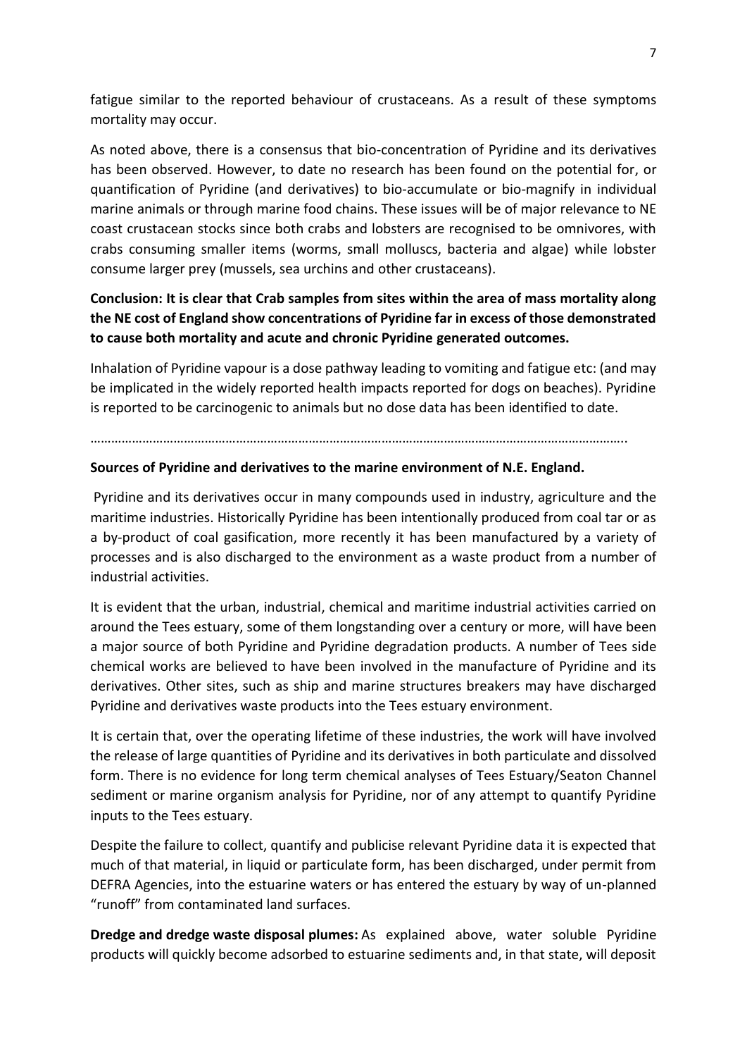fatigue similar to the reported behaviour of crustaceans. As a result of these symptoms mortality may occur.

As noted above, there is a consensus that bio-concentration of Pyridine and its derivatives has been observed. However, to date no research has been found on the potential for, or quantification of Pyridine (and derivatives) to bio-accumulate or bio-magnify in individual marine animals or through marine food chains. These issues will be of major relevance to NE coast crustacean stocks since both crabs and lobsters are recognised to be omnivores, with crabs consuming smaller items (worms, small molluscs, bacteria and algae) while lobster consume larger prey (mussels, sea urchins and other crustaceans).

**Conclusion: It is clear that Crab samples from sites within the area of mass mortality along the NE cost of England show concentrations of Pyridine far in excess of those demonstrated to cause both mortality and acute and chronic Pyridine generated outcomes.**

Inhalation of Pyridine vapour is a dose pathway leading to vomiting and fatigue etc: (and may be implicated in the widely reported health impacts reported for dogs on beaches). Pyridine is reported to be carcinogenic to animals but no dose data has been identified to date.

…………………………………………………………………………………………………………………………………………..

**Sources of Pyridine and derivatives to the marine environment of N.E. England.**

Pyridine and its derivatives occur in many compounds used in industry, agriculture and the maritime industries. Historically Pyridine has been intentionally produced from coal tar or as a by-product of coal gasification, more recently it has been manufactured by a variety of processes and is also discharged to the environment as a waste product from a number of industrial activities.

It is evident that the urban, industrial, chemical and maritime industrial activities carried on around the Tees estuary, some of them longstanding over a century or more, will have been a major source of both Pyridine and Pyridine degradation products. A number of Tees side chemical works are believed to have been involved in the manufacture of Pyridine and its derivatives. Other sites, such as ship and marine structures breakers may have discharged Pyridine and derivatives waste products into the Tees estuary environment.

It is certain that, over the operating lifetime of these industries, the work will have involved the release of large quantities of Pyridine and its derivatives in both particulate and dissolved form. There is no evidence for long term chemical analyses of Tees Estuary/Seaton Channel sediment or marine organism analysis for Pyridine, nor of any attempt to quantify Pyridine inputs to the Tees estuary.

Despite the failure to collect, quantify and publicise relevant Pyridine data it is expected that much of that material, in liquid or particulate form, has been discharged, under permit from DEFRA Agencies, into the estuarine waters or has entered the estuary by way of un-planned "runoff" from contaminated land surfaces.

**Dredge and dredge waste disposal plumes:** As explained above, water soluble Pyridine products will quickly become adsorbed to estuarine sediments and, in that state, will deposit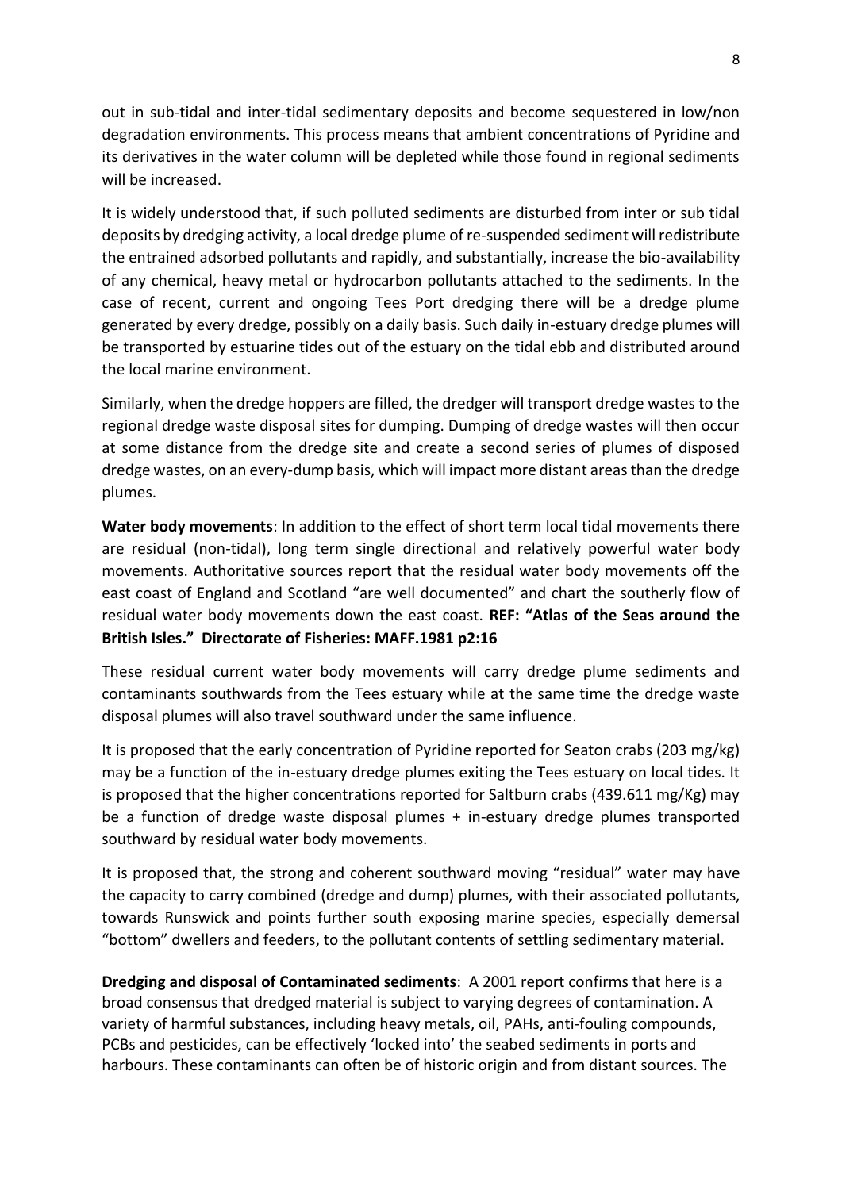out in sub-tidal and inter-tidal sedimentary deposits and become sequestered in low/non degradation environments. This process means that ambient concentrations of Pyridine and its derivatives in the water column will be depleted while those found in regional sediments will be increased.

It is widely understood that, if such polluted sediments are disturbed from inter or sub tidal deposits by dredging activity, a local dredge plume of re-suspended sediment will redistribute the entrained adsorbed pollutants and rapidly, and substantially, increase the bio-availability of any chemical, heavy metal or hydrocarbon pollutants attached to the sediments. In the case of recent, current and ongoing Tees Port dredging there will be a dredge plume generated by every dredge, possibly on a daily basis. Such daily in-estuary dredge plumes will be transported by estuarine tides out of the estuary on the tidal ebb and distributed around the local marine environment.

Similarly, when the dredge hoppers are filled, the dredger will transport dredge wastes to the regional dredge waste disposal sites for dumping. Dumping of dredge wastes will then occur at some distance from the dredge site and create a second series of plumes of disposed dredge wastes, on an every-dump basis, which will impact more distant areas than the dredge plumes.

**Water body movements**: In addition to the effect of short term local tidal movements there are residual (non-tidal), long term single directional and relatively powerful water body movements. Authoritative sources report that the residual water body movements off the east coast of England and Scotland "are well documented" and chart the southerly flow of residual water body movements down the east coast. **REF: "Atlas of the Seas around the British Isles." Directorate of Fisheries: MAFF.1981 p2:16**

These residual current water body movements will carry dredge plume sediments and contaminants southwards from the Tees estuary while at the same time the dredge waste disposal plumes will also travel southward under the same influence.

It is proposed that the early concentration of Pyridine reported for Seaton crabs (203 mg/kg) may be a function of the in-estuary dredge plumes exiting the Tees estuary on local tides. It is proposed that the higher concentrations reported for Saltburn crabs (439.611 mg/Kg) may be a function of dredge waste disposal plumes + in-estuary dredge plumes transported southward by residual water body movements.

It is proposed that, the strong and coherent southward moving "residual" water may have the capacity to carry combined (dredge and dump) plumes, with their associated pollutants, towards Runswick and points further south exposing marine species, especially demersal "bottom" dwellers and feeders, to the pollutant contents of settling sedimentary material.

**Dredging and disposal of Contaminated sediments**: A 2001 report confirms that here is a broad consensus that dredged material is subject to varying degrees of contamination. A variety of harmful substances, including heavy metals, oil, PAHs, anti-fouling compounds, PCBs and pesticides, can be effectively 'locked into' the seabed sediments in ports and harbours. These contaminants can often be of historic origin and from distant sources. The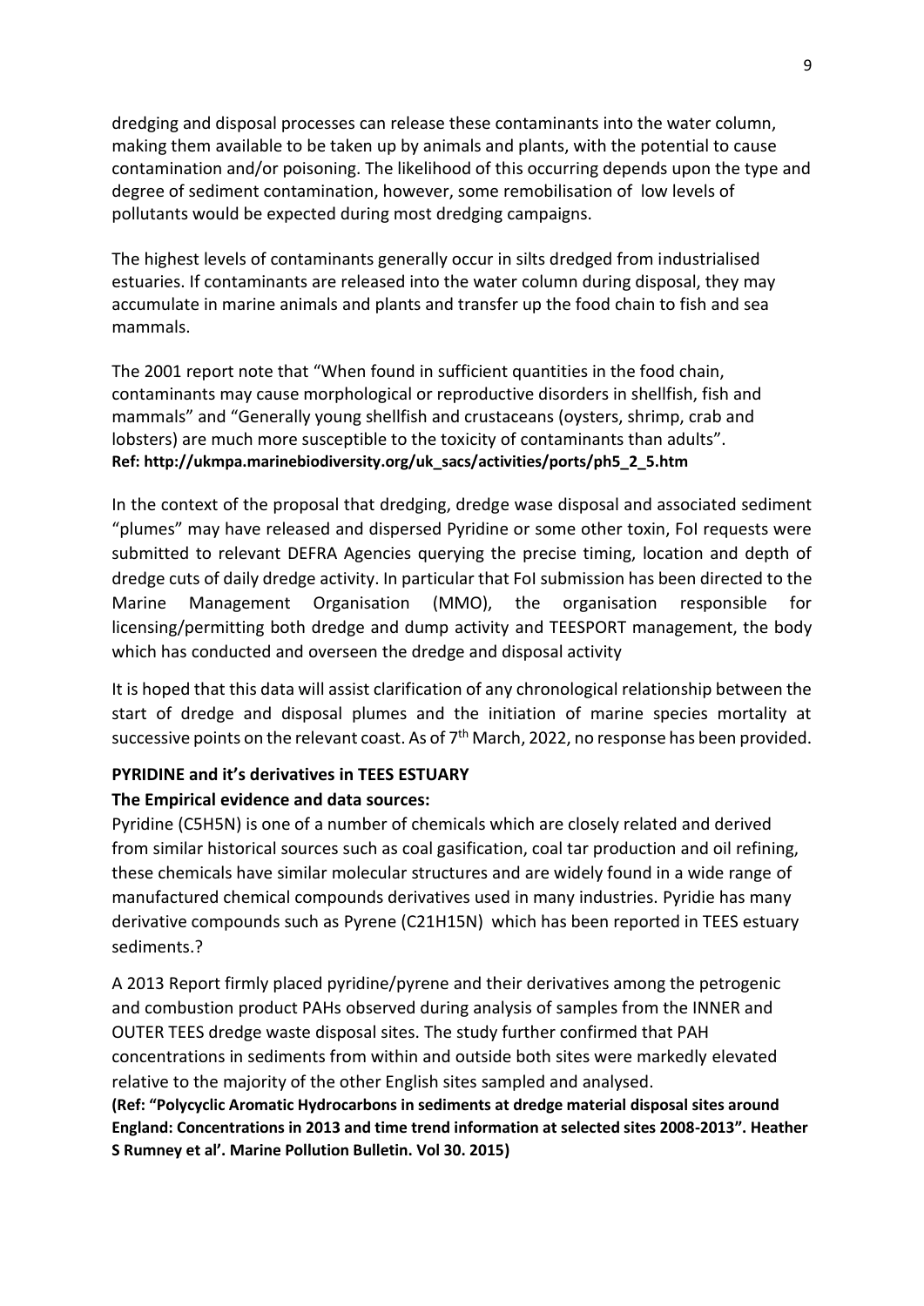dredging and disposal processes can release these contaminants into the water column, making them available to be taken up by animals and plants, with the potential to cause contamination and/or poisoning. The likelihood of this occurring depends upon the type and degree of sediment contamination, however, some remobilisation of low levels of pollutants would be expected during most dredging campaigns.

The highest levels of contaminants generally occur in silts dredged from industrialised estuaries. If contaminants are released into the water column during disposal, they may accumulate in marine animals and plants and transfer up the food chain to fish and sea mammals.

The 2001 report note that "When found in sufficient quantities in the food chain, contaminants may cause morphological or reproductive disorders in shellfish, fish and mammals" and "Generally young shellfish and crustaceans (oysters, shrimp, crab and lobsters) are much more susceptible to the toxicity of contaminants than adults".
**Ref: http://ukmpa.marinebiodiversity.org/uk_sacs/activities/ports/ph5_2_5.htm**

In the context of the proposal that dredging, dredge wase disposal and associated sediment "plumes" may have released and dispersed Pyridine or some other toxin, FoI requests were submitted to relevant DEFRA Agencies querying the precise timing, location and depth of dredge cuts of daily dredge activity. In particular that FoI submission has been directed to the Marine Management Organisation (MMO), the organisation responsible for licensing/permitting both dredge and dump activity and TEESPORT management, the body which has conducted and overseen the dredge and disposal activity

It is hoped that this data will assist clarification of any chronological relationship between the start of dredge and disposal plumes and the initiation of marine species mortality at successive points on the relevant coast. As of 7th March, 2022, no response has been provided.

**PYRIDINE and it's derivatives in TEES ESTUARY**

**The Empirical evidence and data sources:**

Pyridine ($C_5H_5N$) is one of a number of chemicals which are closely related and derived from similar historical sources such as coal gasification, coal tar production and oil refining, these chemicals have similar molecular structures and are widely found in a wide range of manufactured chemical compounds derivatives used in many industries. Pyridie has many derivative compounds such as Pyrene ($C_{21}H_{15}N$) which has been reported in TEES estuary sediments.?

A 2013 Report firmly placed pyridine/pyrene and their derivatives among the petrogenic and combustion product PAHs observed during analysis of samples from the INNER and OUTER TEES dredge waste disposal sites. The study further confirmed that PAH concentrations in sediments from within and outside both sites were markedly elevated relative to the majority of the other English sites sampled and analysed.

**(Ref: "Polycyclic Aromatic Hydrocarbons in sediments at dredge material disposal sites around England: Concentrations in 2013 and time trend information at selected sites 2008-2013". Heather S Rumney et al'. Marine Pollution Bulletin. Vol 30. 2015)**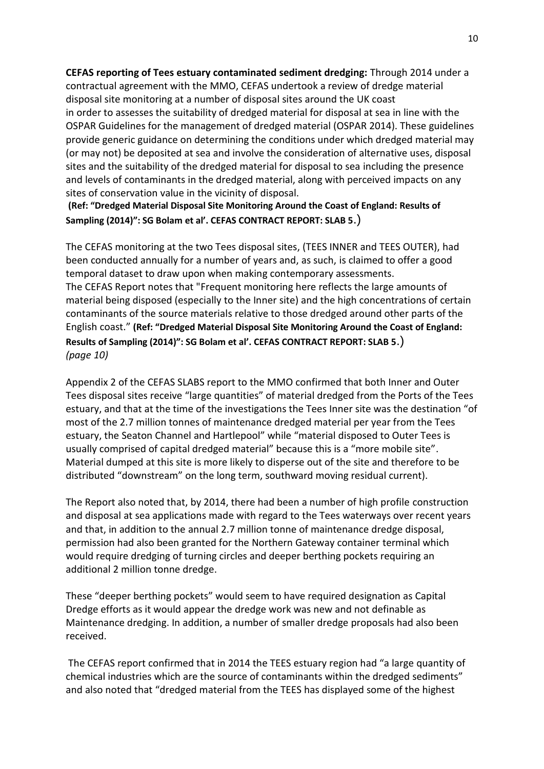**CEFAS reporting of Tees estuary contaminated sediment dredging:** Through 2014 under a contractual agreement with the MMO, CEFAS undertook a review of dredge material disposal site monitoring at a number of disposal sites around the UK coast in order to assesses the suitability of dredged material for disposal at sea in line with the OSPAR Guidelines for the management of dredged material (OSPAR 2014). These guidelines provide generic guidance on determining the conditions under which dredged material may (or may not) be deposited at sea and involve the consideration of alternative uses, disposal sites and the suitability of the dredged material for disposal to sea including the presence and levels of contaminants in the dredged material, along with perceived impacts on any sites of conservation value in the vicinity of disposal.
**(Ref: "Dredged Material Disposal Site Monitoring Around the Coast of England: Results of Sampling (2014)": SG Bolam et al'. CEFAS CONTRACT REPORT: SLAB 5**.)

The CEFAS monitoring at the two Tees disposal sites, (TEES INNER and TEES OUTER), had been conducted annually for a number of years and, as such, is claimed to offer a good temporal dataset to draw upon when making contemporary assessments.
The CEFAS Report notes that "Frequent monitoring here reflects the large amounts of material being disposed (especially to the Inner site) and the high concentrations of certain contaminants of the source materials relative to those dredged around other parts of the English coast." **(Ref: "Dredged Material Disposal Site Monitoring Around the Coast of England: Results of Sampling (2014)": SG Bolam et al'. CEFAS CONTRACT REPORT: SLAB 5**.)
*(page 10)*

Appendix 2 of the CEFAS SLABS report to the MMO confirmed that both Inner and Outer Tees disposal sites receive "large quantities" of material dredged from the Ports of the Tees estuary, and that at the time of the investigations the Tees Inner site was the destination "of most of the 2.7 million tonnes of maintenance dredged material per year from the Tees estuary, the Seaton Channel and Hartlepool" while "material disposed to Outer Tees is usually comprised of capital dredged material" because this is a "more mobile site". Material dumped at this site is more likely to disperse out of the site and therefore to be distributed "downstream" on the long term, southward moving residual current).

The Report also noted that, by 2014, there had been a number of high profile construction and disposal at sea applications made with regard to the Tees waterways over recent years and that, in addition to the annual 2.7 million tonne of maintenance dredge disposal, permission had also been granted for the Northern Gateway container terminal which would require dredging of turning circles and deeper berthing pockets requiring an additional 2 million tonne dredge.

These "deeper berthing pockets" would seem to have required designation as Capital Dredge efforts as it would appear the dredge work was new and not definable as Maintenance dredging. In addition, a number of smaller dredge proposals had also been received.

The CEFAS report confirmed that in 2014 the TEES estuary region had "a large quantity of chemical industries which are the source of contaminants within the dredged sediments" and also noted that "dredged material from the TEES has displayed some of the highest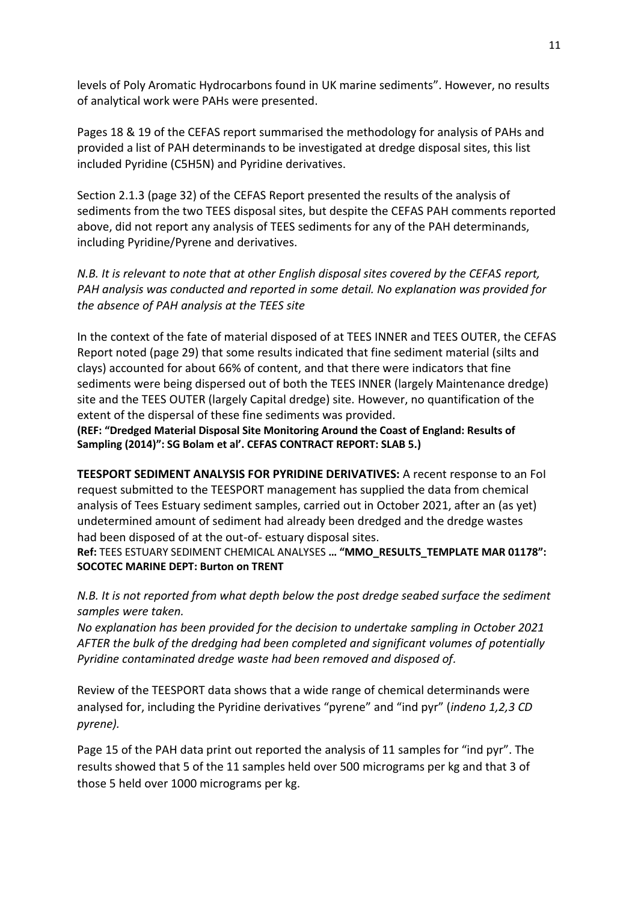levels of Poly Aromatic Hydrocarbons found in UK marine sediments". However, no results of analytical work were PAHs were presented.

Pages 18 & 19 of the CEFAS report summarised the methodology for analysis of PAHs and provided a list of PAH determinands to be investigated at dredge disposal sites, this list included Pyridine ($C_5H_5N$) and Pyridine derivatives.

Section 2.1.3 (page 32) of the CEFAS Report presented the results of the analysis of sediments from the two TEES disposal sites, but despite the CEFAS PAH comments reported above, did not report any analysis of TEES sediments for any of the PAH determinands, including Pyridine/Pyrene and derivatives.

*N.B. It is relevant to note that at other English disposal sites covered by the CEFAS report, PAH analysis was conducted and reported in some detail. No explanation was provided for the absence of PAH analysis at the TEES site*

In the context of the fate of material disposed of at TEES INNER and TEES OUTER, the CEFAS Report noted (page 29) that some results indicated that fine sediment material (silts and clays) accounted for about 66% of content, and that there were indicators that fine sediments were being dispersed out of both the TEES INNER (largely Maintenance dredge) site and the TEES OUTER (largely Capital dredge) site. However, no quantification of the extent of the dispersal of these fine sediments was provided.
**(REF: "Dredged Material Disposal Site Monitoring Around the Coast of England: Results of Sampling (2014)": SG Bolam et al'. CEFAS CONTRACT REPORT: SLAB 5.)**

**TEESPORT SEDIMENT ANALYSIS FOR PYRIDINE DERIVATIVES:** A recent response to an FoI request submitted to the TEESPORT management has supplied the data from chemical analysis of Tees Estuary sediment samples, carried out in October 2021, after an (as yet) undetermined amount of sediment had already been dredged and the dredge wastes had been disposed of at the out-of- estuary disposal sites.
**Ref:** TEES ESTUARY SEDIMENT CHEMICAL ANALYSES **… "MMO_RESULTS_TEMPLATE MAR 01178": SOCOTEC MARINE DEPT: Burton on TRENT**

*N.B. It is not reported from what depth below the post dredge seabed surface the sediment samples were taken.*
*No explanation has been provided for the decision to undertake sampling in October 2021 AFTER the bulk of the dredging had been completed and significant volumes of potentially Pyridine contaminated dredge waste had been removed and disposed of.*

Review of the TEESPORT data shows that a wide range of chemical determinands were analysed for, including the Pyridine derivatives "pyrene" and "ind pyr" (*indeno 1,2,3 CD pyrene).*

Page 15 of the PAH data print out reported the analysis of 11 samples for "ind pyr". The results showed that 5 of the 11 samples held over 500 micrograms per kg and that 3 of those 5 held over 1000 micrograms per kg.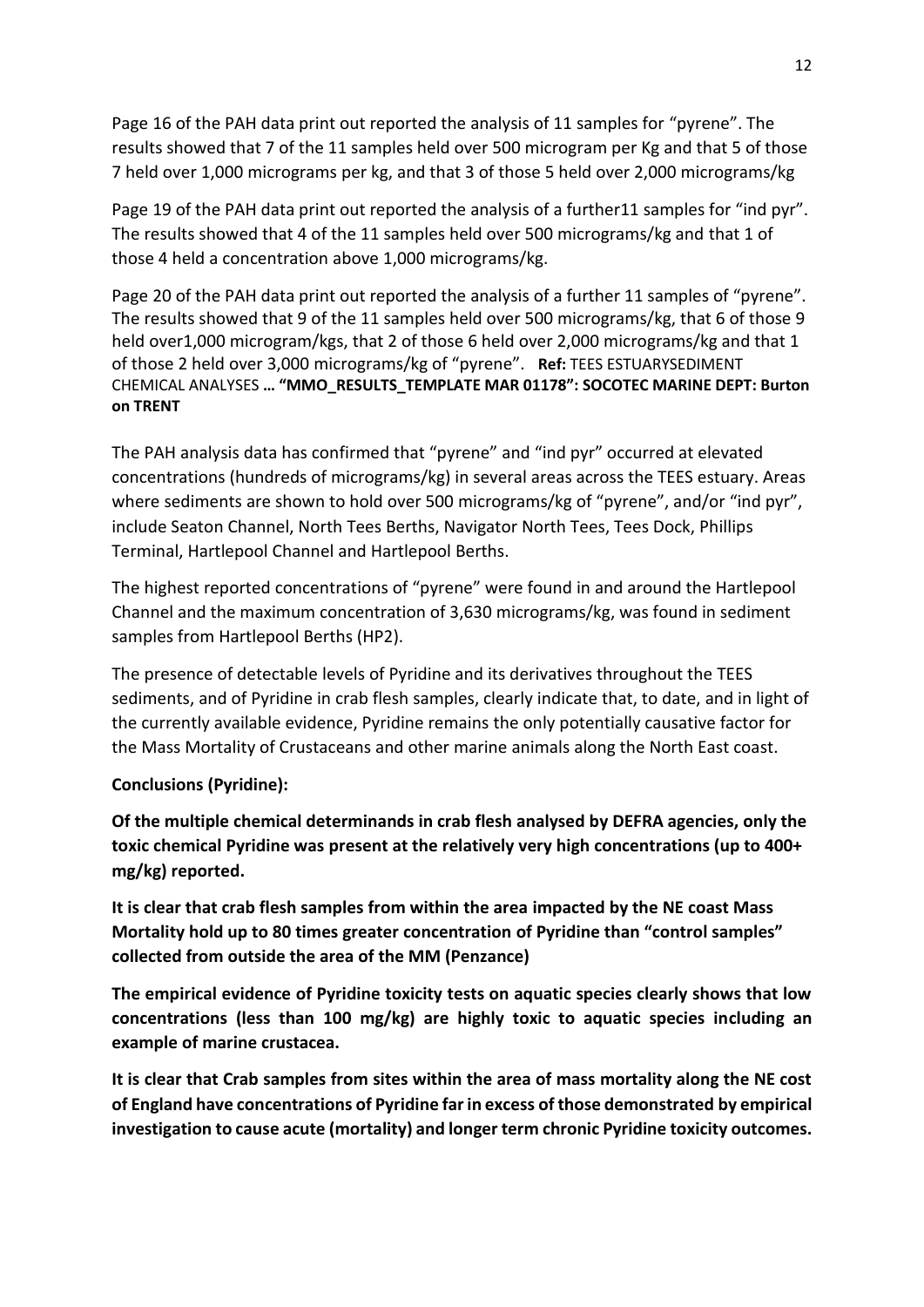Page 16 of the PAH data print out reported the analysis of 11 samples for "pyrene". The results showed that 7 of the 11 samples held over 500 microgram per Kg and that 5 of those 7 held over 1,000 micrograms per kg, and that 3 of those 5 held over 2,000 micrograms/kg

Page 19 of the PAH data print out reported the analysis of a further11 samples for "ind pyr". The results showed that 4 of the 11 samples held over 500 micrograms/kg and that 1 of those 4 held a concentration above 1,000 micrograms/kg.

Page 20 of the PAH data print out reported the analysis of a further 11 samples of "pyrene". The results showed that 9 of the 11 samples held over 500 micrograms/kg, that 6 of those 9 held over1,000 microgram/kgs, that 2 of those 6 held over 2,000 micrograms/kg and that 1 of those 2 held over 3,000 micrograms/kg of "pyrene". **Ref:** TEES ESTUARYSEDIMENT CHEMICAL ANALYSES **… "MMO_RESULTS_TEMPLATE MAR 01178": SOCOTEC MARINE DEPT: Burton on TRENT**

The PAH analysis data has confirmed that "pyrene" and "ind pyr" occurred at elevated concentrations (hundreds of micrograms/kg) in several areas across the TEES estuary. Areas where sediments are shown to hold over 500 micrograms/kg of "pyrene", and/or "ind pyr", include Seaton Channel, North Tees Berths, Navigator North Tees, Tees Dock, Phillips Terminal, Hartlepool Channel and Hartlepool Berths.

The highest reported concentrations of "pyrene" were found in and around the Hartlepool Channel and the maximum concentration of 3,630 micrograms/kg, was found in sediment samples from Hartlepool Berths (HP2).

The presence of detectable levels of Pyridine and its derivatives throughout the TEES sediments, and of Pyridine in crab flesh samples, clearly indicate that, to date, and in light of the currently available evidence, Pyridine remains the only potentially causative factor for the Mass Mortality of Crustaceans and other marine animals along the North East coast.

**Conclusions (Pyridine):**

**Of the multiple chemical determinands in crab flesh analysed by DEFRA agencies, only the toxic chemical Pyridine was present at the relatively very high concentrations (up to 400+ mg/kg) reported.**

**It is clear that crab flesh samples from within the area impacted by the NE coast Mass Mortality hold up to 80 times greater concentration of Pyridine than "control samples" collected from outside the area of the MM (Penzance)**

**The empirical evidence of Pyridine toxicity tests on aquatic species clearly shows that low concentrations (less than 100 mg/kg) are highly toxic to aquatic species including an example of marine crustacea.**

**It is clear that Crab samples from sites within the area of mass mortality along the NE cost of England have concentrations of Pyridine far in excess of those demonstrated by empirical investigation to cause acute (mortality) and longer term chronic Pyridine toxicity outcomes.**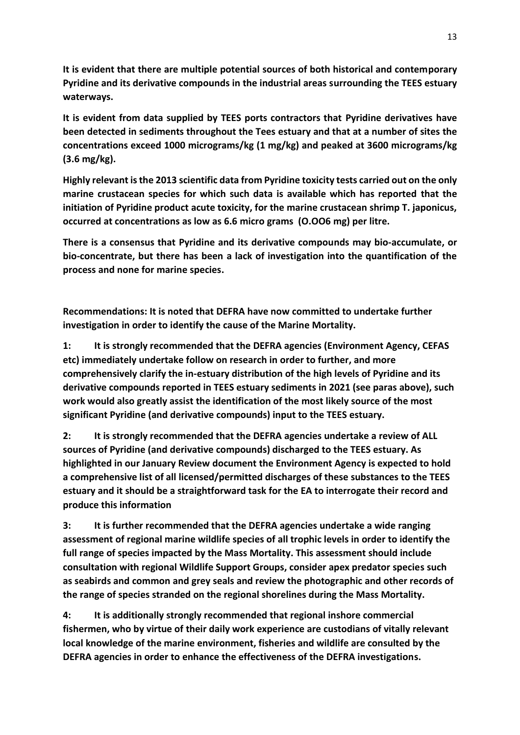**It is evident that there are multiple potential sources of both historical and contemporary Pyridine and its derivative compounds in the industrial areas surrounding the TEES estuary waterways.**

**It is evident from data supplied by TEES ports contractors that Pyridine derivatives have been detected in sediments throughout the Tees estuary and that at a number of sites the concentrations exceed 1000 micrograms/kg (1 mg/kg) and peaked at 3600 micrograms/kg (3.6 mg/kg).**

**Highly relevant is the 2013 scientific data from Pyridine toxicity tests carried out on the only marine crustacean species for which such data is available which has reported that the initiation of Pyridine product acute toxicity, for the marine crustacean shrimp T. japonicus, occurred at concentrations as low as 6.6 micro grams (O.OO6 mg) per litre.**

**There is a consensus that Pyridine and its derivative compounds may bio-accumulate, or bio-concentrate, but there has been a lack of investigation into the quantification of the process and none for marine species.**

**Recommendations: It is noted that DEFRA have now committed to undertake further investigation in order to identify the cause of the Marine Mortality.**

**1: It is strongly recommended that the DEFRA agencies (Environment Agency, CEFAS etc) immediately undertake follow on research in order to further, and more comprehensively clarify the in-estuary distribution of the high levels of Pyridine and its derivative compounds reported in TEES estuary sediments in 2021 (see paras above), such work would also greatly assist the identification of the most likely source of the most significant Pyridine (and derivative compounds) input to the TEES estuary.**

**2: It is strongly recommended that the DEFRA agencies undertake a review of ALL sources of Pyridine (and derivative compounds) discharged to the TEES estuary. As highlighted in our January Review document the Environment Agency is expected to hold a comprehensive list of all licensed/permitted discharges of these substances to the TEES estuary and it should be a straightforward task for the EA to interrogate their record and produce this information**

**3: It is further recommended that the DEFRA agencies undertake a wide ranging assessment of regional marine wildlife species of all trophic levels in order to identify the full range of species impacted by the Mass Mortality. This assessment should include consultation with regional Wildlife Support Groups, consider apex predator species such as seabirds and common and grey seals and review the photographic and other records of the range of species stranded on the regional shorelines during the Mass Mortality.**

**4: It is additionally strongly recommended that regional inshore commercial fishermen, who by virtue of their daily work experience are custodians of vitally relevant local knowledge of the marine environment, fisheries and wildlife are consulted by the DEFRA agencies in order to enhance the effectiveness of the DEFRA investigations.**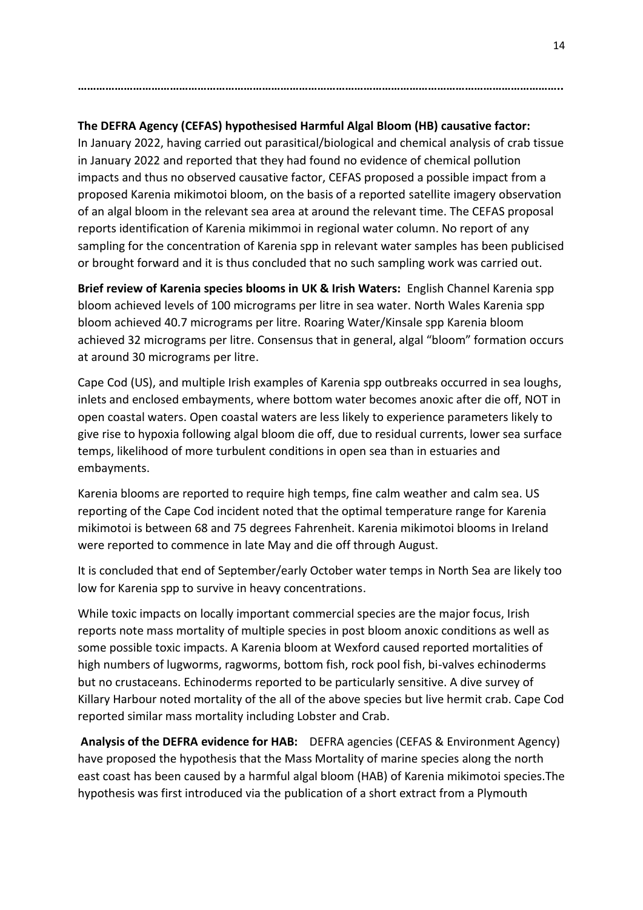…………………………………………………………………………………………………………………………………………..

**The DEFRA Agency (CEFAS) hypothesised Harmful Algal Bloom (HB) causative factor:** In January 2022, having carried out parasitical/biological and chemical analysis of crab tissue in January 2022 and reported that they had found no evidence of chemical pollution impacts and thus no observed causative factor, CEFAS proposed a possible impact from a proposed Karenia mikimotoi bloom, on the basis of a reported satellite imagery observation of an algal bloom in the relevant sea area at around the relevant time. The CEFAS proposal reports identification of Karenia mikimmoi in regional water column. No report of any sampling for the concentration of Karenia spp in relevant water samples has been publicised or brought forward and it is thus concluded that no such sampling work was carried out.

**Brief review of Karenia species blooms in UK & Irish Waters:** English Channel Karenia spp bloom achieved levels of 100 micrograms per litre in sea water. North Wales Karenia spp bloom achieved 40.7 micrograms per litre. Roaring Water/Kinsale spp Karenia bloom achieved 32 micrograms per litre. Consensus that in general, algal "bloom" formation occurs at around 30 micrograms per litre.

Cape Cod (US), and multiple Irish examples of Karenia spp outbreaks occurred in sea loughs, inlets and enclosed embayments, where bottom water becomes anoxic after die off, NOT in open coastal waters. Open coastal waters are less likely to experience parameters likely to give rise to hypoxia following algal bloom die off, due to residual currents, lower sea surface temps, likelihood of more turbulent conditions in open sea than in estuaries and embayments.

Karenia blooms are reported to require high temps, fine calm weather and calm sea. US reporting of the Cape Cod incident noted that the optimal temperature range for Karenia mikimotoi is between 68 and 75 degrees Fahrenheit. Karenia mikimotoi blooms in Ireland were reported to commence in late May and die off through August.

It is concluded that end of September/early October water temps in North Sea are likely too low for Karenia spp to survive in heavy concentrations.

While toxic impacts on locally important commercial species are the major focus, Irish reports note mass mortality of multiple species in post bloom anoxic conditions as well as some possible toxic impacts. A Karenia bloom at Wexford caused reported mortalities of high numbers of lugworms, ragworms, bottom fish, rock pool fish, bi-valves echinoderms but no crustaceans. Echinoderms reported to be particularly sensitive. A dive survey of Killary Harbour noted mortality of the all of the above species but live hermit crab. Cape Cod reported similar mass mortality including Lobster and Crab.

**Analysis of the DEFRA evidence for HAB:** DEFRA agencies (CEFAS & Environment Agency) have proposed the hypothesis that the Mass Mortality of marine species along the north east coast has been caused by a harmful algal bloom (HAB) of Karenia mikimotoi species.The hypothesis was first introduced via the publication of a short extract from a Plymouth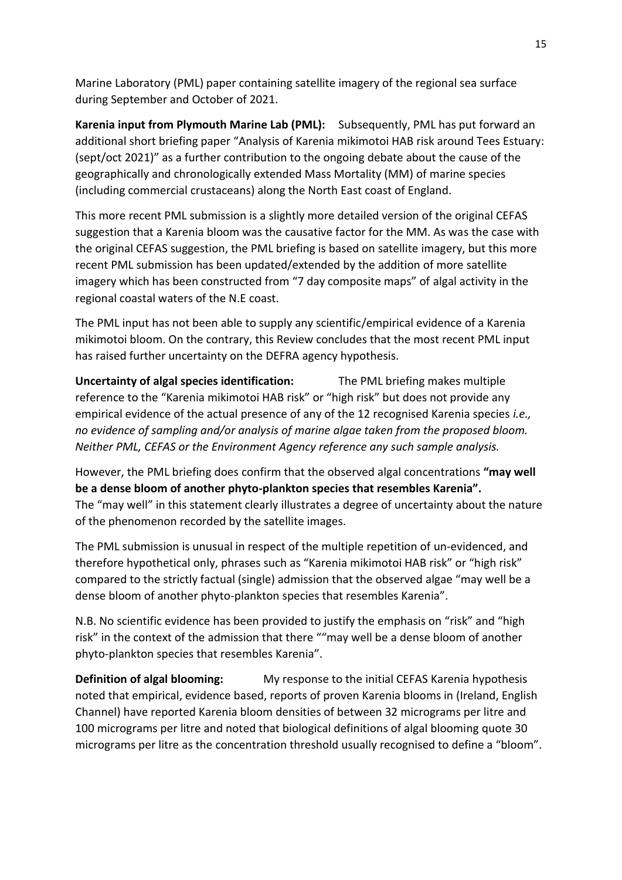Marine Laboratory (PML) paper containing satellite imagery of the regional sea surface during September and October of 2021.

**Karenia input from Plymouth Marine Lab (PML):** Subsequently, PML has put forward an additional short briefing paper "Analysis of Karenia mikimotoi HAB risk around Tees Estuary: (sept/oct 2021)" as a further contribution to the ongoing debate about the cause of the geographically and chronologically extended Mass Mortality (MM) of marine species (including commercial crustaceans) along the North East coast of England.

This more recent PML submission is a slightly more detailed version of the original CEFAS suggestion that a Karenia bloom was the causative factor for the MM. As was the case with the original CEFAS suggestion, the PML briefing is based on satellite imagery, but this more recent PML submission has been updated/extended by the addition of more satellite imagery which has been constructed from "7 day composite maps" of algal activity in the regional coastal waters of the N.E coast.

The PML input has not been able to supply any scientific/empirical evidence of a Karenia mikimotoi bloom. On the contrary, this Review concludes that the most recent PML input has raised further uncertainty on the DEFRA agency hypothesis.

**Uncertainty of algal species identification:** The PML briefing makes multiple reference to the "Karenia mikimotoi HAB risk" or "high risk" but does not provide any empirical evidence of the actual presence of any of the 12 recognised Karenia species *i.e., no evidence of sampling and/or analysis of marine algae taken from the proposed bloom. Neither PML, CEFAS or the Environment Agency reference any such sample analysis.*

However, the PML briefing does confirm that the observed algal concentrations **"may well be a dense bloom of another phyto-plankton species that resembles Karenia".** The "may well" in this statement clearly illustrates a degree of uncertainty about the nature of the phenomenon recorded by the satellite images.

The PML submission is unusual in respect of the multiple repetition of un-evidenced, and therefore hypothetical only, phrases such as "Karenia mikimotoi HAB risk" or "high risk" compared to the strictly factual (single) admission that the observed algae "may well be a dense bloom of another phyto-plankton species that resembles Karenia".

N.B. No scientific evidence has been provided to justify the emphasis on "risk" and "high risk" in the context of the admission that there ""may well be a dense bloom of another phyto-plankton species that resembles Karenia".

**Definition of algal blooming:** My response to the initial CEFAS Karenia hypothesis noted that empirical, evidence based, reports of proven Karenia blooms in (Ireland, English Channel) have reported Karenia bloom densities of between 32 micrograms per litre and 100 micrograms per litre and noted that biological definitions of algal blooming quote 30 micrograms per litre as the concentration threshold usually recognised to define a "bloom".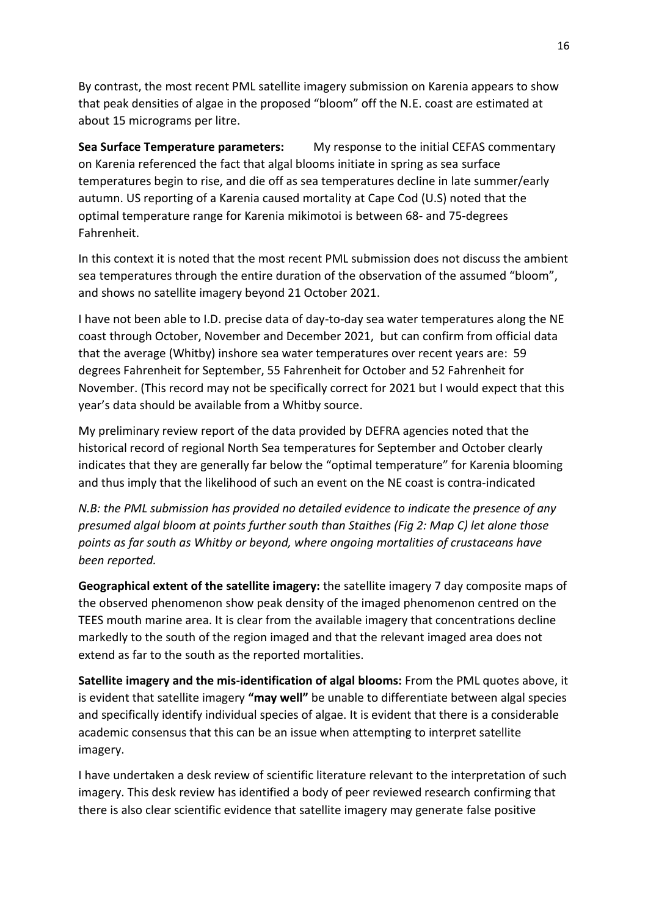By contrast, the most recent PML satellite imagery submission on Karenia appears to show that peak densities of algae in the proposed "bloom" off the N.E. coast are estimated at about 15 micrograms per litre.

**Sea Surface Temperature parameters:** My response to the initial CEFAS commentary on Karenia referenced the fact that algal blooms initiate in spring as sea surface temperatures begin to rise, and die off as sea temperatures decline in late summer/early autumn. US reporting of a Karenia caused mortality at Cape Cod (U.S) noted that the optimal temperature range for Karenia mikimotoi is between 68- and 75-degrees Fahrenheit.

In this context it is noted that the most recent PML submission does not discuss the ambient sea temperatures through the entire duration of the observation of the assumed "bloom", and shows no satellite imagery beyond 21 October 2021.

I have not been able to I.D. precise data of day-to-day sea water temperatures along the NE coast through October, November and December 2021, but can confirm from official data that the average (Whitby) inshore sea water temperatures over recent years are: 59 degrees Fahrenheit for September, 55 Fahrenheit for October and 52 Fahrenheit for November. (This record may not be specifically correct for 2021 but I would expect that this year's data should be available from a Whitby source.

My preliminary review report of the data provided by DEFRA agencies noted that the historical record of regional North Sea temperatures for September and October clearly indicates that they are generally far below the "optimal temperature" for Karenia blooming and thus imply that the likelihood of such an event on the NE coast is contra-indicated

*N.B: the PML submission has provided no detailed evidence to indicate the presence of any presumed algal bloom at points further south than Staithes (Fig 2: Map C) let alone those points as far south as Whitby or beyond, where ongoing mortalities of crustaceans have been reported.*

**Geographical extent of the satellite imagery:** the satellite imagery 7 day composite maps of the observed phenomenon show peak density of the imaged phenomenon centred on the TEES mouth marine area. It is clear from the available imagery that concentrations decline markedly to the south of the region imaged and that the relevant imaged area does not extend as far to the south as the reported mortalities.

**Satellite imagery and the mis-identification of algal blooms:** From the PML quotes above, it is evident that satellite imagery **"may well"** be unable to differentiate between algal species and specifically identify individual species of algae. It is evident that there is a considerable academic consensus that this can be an issue when attempting to interpret satellite imagery.

I have undertaken a desk review of scientific literature relevant to the interpretation of such imagery. This desk review has identified a body of peer reviewed research confirming that there is also clear scientific evidence that satellite imagery may generate false positive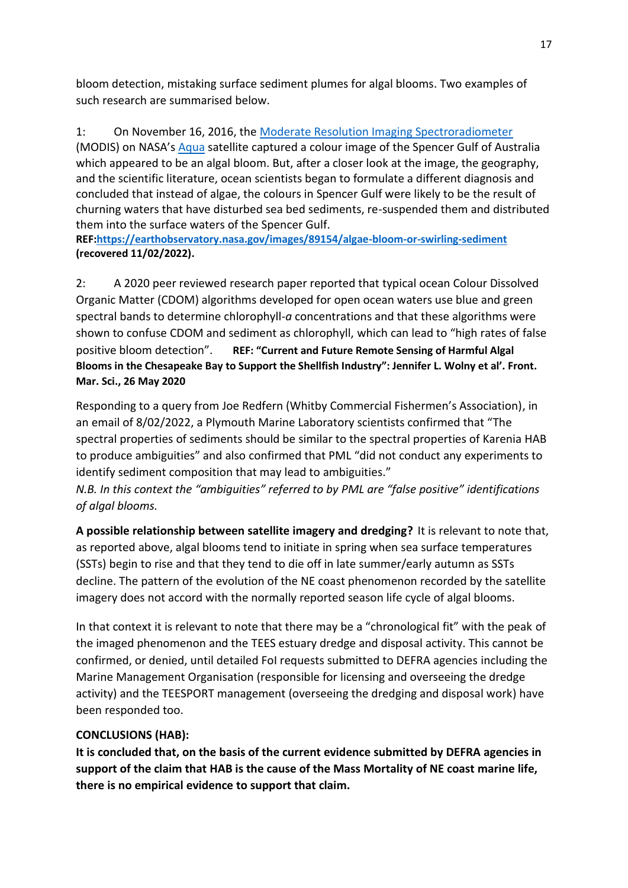bloom detection, mistaking surface sediment plumes for algal blooms. Two examples of such research are summarised below.

1: On November 16, 2016, the [Moderate Resolution Imaging Spectroradiometer](https://) (MODIS) on NASA's [Aqua](https://) satellite captured a colour image of the Spencer Gulf of Australia which appeared to be an algal bloom. But, after a closer look at the image, the geography, and the scientific literature, ocean scientists began to formulate a different diagnosis and concluded that instead of algae, the colours in Spencer Gulf were likely to be the result of churning waters that have disturbed sea bed sediments, re-suspended them and distributed them into the surface waters of the Spencer Gulf.
**REF:[https://earthobservatory.nasa.gov/images/89154/algae-bloom-or-swirling-sediment](https://earthobservatory.nasa.gov/images/89154/algae-bloom-or-swirling-sediment) (recovered 11/02/2022).**

2: A 2020 peer reviewed research paper reported that typical ocean Colour Dissolved Organic Matter (CDOM) algorithms developed for open ocean waters use blue and green spectral bands to determine chlorophyll-*a* concentrations and that these algorithms were shown to confuse CDOM and sediment as chlorophyll, which can lead to "high rates of false positive bloom detection". **REF: "Current and Future Remote Sensing of Harmful Algal Blooms in the Chesapeake Bay to Support the Shellfish Industry": Jennifer L. Wolny et al'. Front. Mar. Sci., 26 May 2020**

Responding to a query from Joe Redfern (Whitby Commercial Fishermen's Association), in an email of 8/02/2022, a Plymouth Marine Laboratory scientists confirmed that "The spectral properties of sediments should be similar to the spectral properties of Karenia HAB to produce ambiguities" and also confirmed that PML "did not conduct any experiments to identify sediment composition that may lead to ambiguities."
*N.B. In this context the "ambiguities" referred to by PML are "false positive" identifications of algal blooms.*

**A possible relationship between satellite imagery and dredging?** It is relevant to note that, as reported above, algal blooms tend to initiate in spring when sea surface temperatures (SSTs) begin to rise and that they tend to die off in late summer/early autumn as SSTs decline. The pattern of the evolution of the NE coast phenomenon recorded by the satellite imagery does not accord with the normally reported season life cycle of algal blooms.

In that context it is relevant to note that there may be a "chronological fit" with the peak of the imaged phenomenon and the TEES estuary dredge and disposal activity. This cannot be confirmed, or denied, until detailed FoI requests submitted to DEFRA agencies including the Marine Management Organisation (responsible for licensing and overseeing the dredge activity) and the TEESPORT management (overseeing the dredging and disposal work) have been responded too.

**CONCLUSIONS (HAB):**

**It is concluded that, on the basis of the current evidence submitted by DEFRA agencies in support of the claim that HAB is the cause of the Mass Mortality of NE coast marine life, there is no empirical evidence to support that claim.**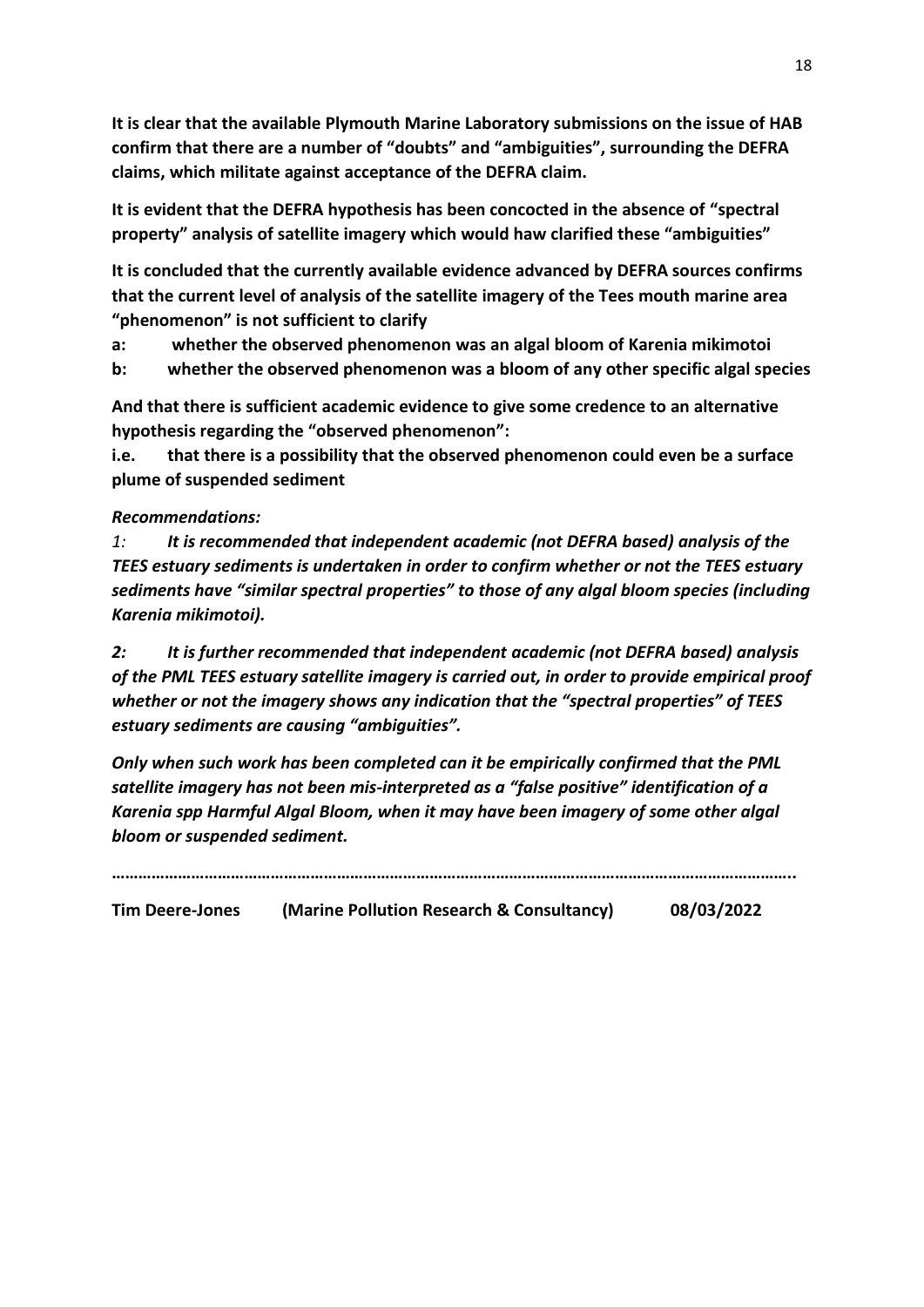**It is clear that the available Plymouth Marine Laboratory submissions on the issue of HAB confirm that there are a number of "doubts" and "ambiguities", surrounding the DEFRA claims, which militate against acceptance of the DEFRA claim.**

**It is evident that the DEFRA hypothesis has been concocted in the absence of "spectral property" analysis of satellite imagery which would haw clarified these "ambiguities"**

**It is concluded that the currently available evidence advanced by DEFRA sources confirms that the current level of analysis of the satellite imagery of the Tees mouth marine area "phenomenon" is not sufficient to clarify**

**a: whether the observed phenomenon was an algal bloom of Karenia mikimotoi**

**b: whether the observed phenomenon was a bloom of any other specific algal species**

**And that there is sufficient academic evidence to give some credence to an alternative hypothesis regarding the "observed phenomenon":**

**i.e. that there is a possibility that the observed phenomenon could even be a surface plume of suspended sediment**

***Recommendations:***

*1:* ***It is recommended that independent academic (not DEFRA based) analysis of the TEES estuary sediments is undertaken in order to confirm whether or not the TEES estuary sediments have "similar spectral properties" to those of any algal bloom species (including Karenia mikimotoi).***

***2: It is further recommended that independent academic (not DEFRA based) analysis of the PML TEES estuary satellite imagery is carried out, in order to provide empirical proof whether or not the imagery shows any indication that the "spectral properties" of TEES estuary sediments are causing "ambiguities".***

***Only when such work has been completed can it be empirically confirmed that the PML satellite imagery has not been mis-interpreted as a "false positive" identification of a Karenia spp Harmful Algal Bloom, when it may have been imagery of some other algal bloom or suspended sediment.***

…………………………………………………………………………………………………………………………………..

**Tim Deere-Jones (Marine Pollution Research & Consultancy) 08/03/2022**